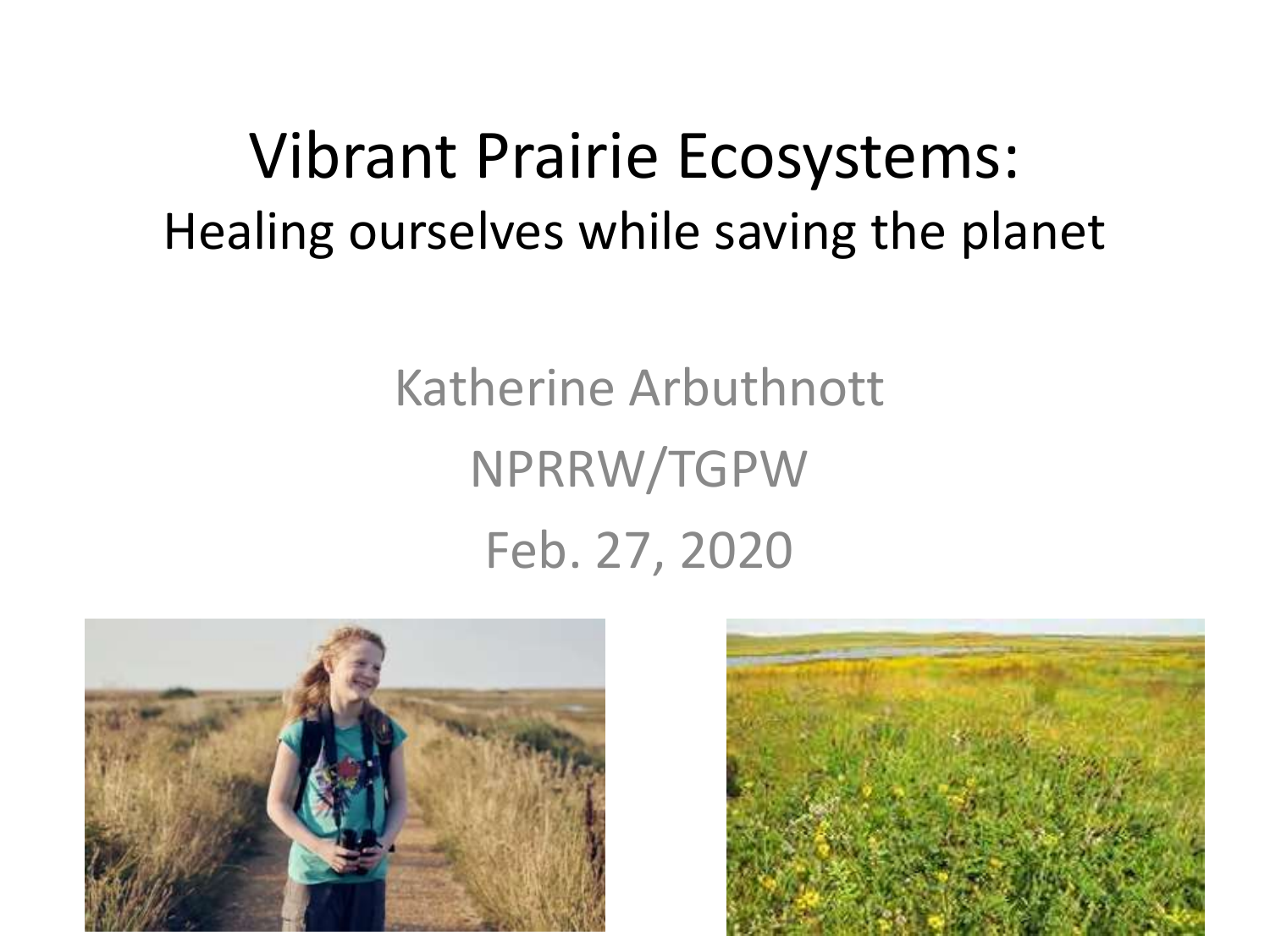# Vibrant Prairie Ecosystems:
## Healing ourselves while saving the planet

Katherine Arbuthnott

NPRRW/TGPW

Feb. 27, 2020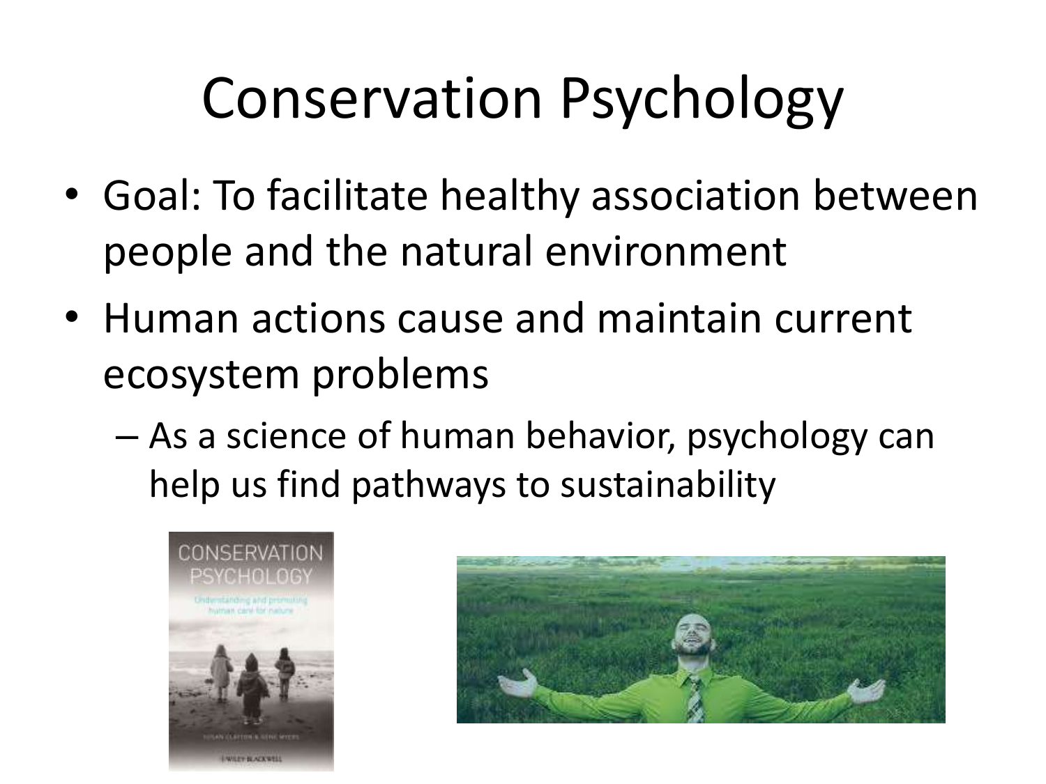# Conservation Psychology

- Goal: To facilitate healthy association between people and the natural environment
- Human actions cause and maintain current ecosystem problems
  - As a science of human behavior, psychology can help us find pathways to sustainability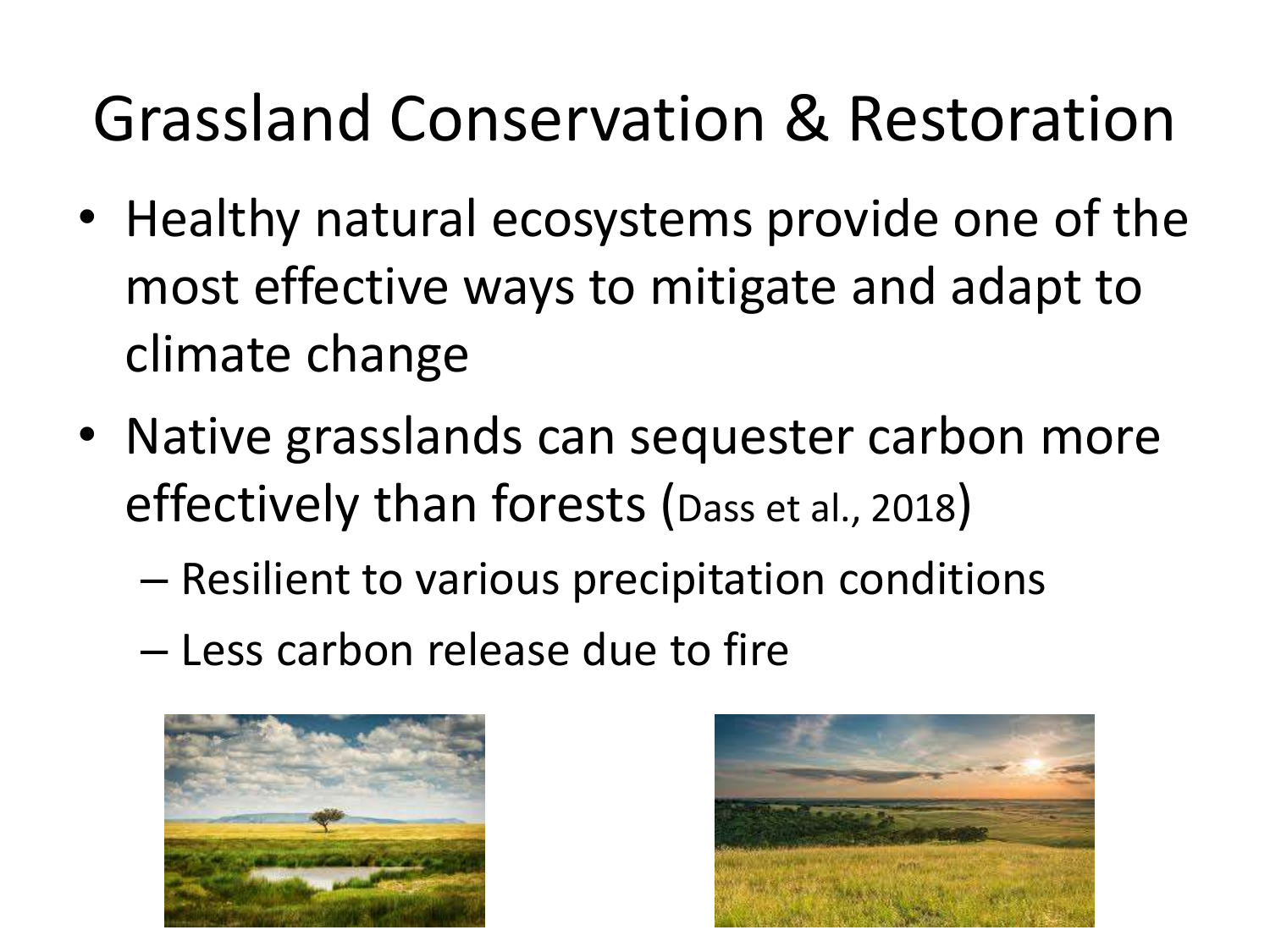# Grassland Conservation & Restoration

- Healthy natural ecosystems provide one of the most effective ways to mitigate and adapt to climate change
- Native grasslands can sequester carbon more effectively than forests (Dass et al., 2018)
  - Resilient to various precipitation conditions
  - Less carbon release due to fire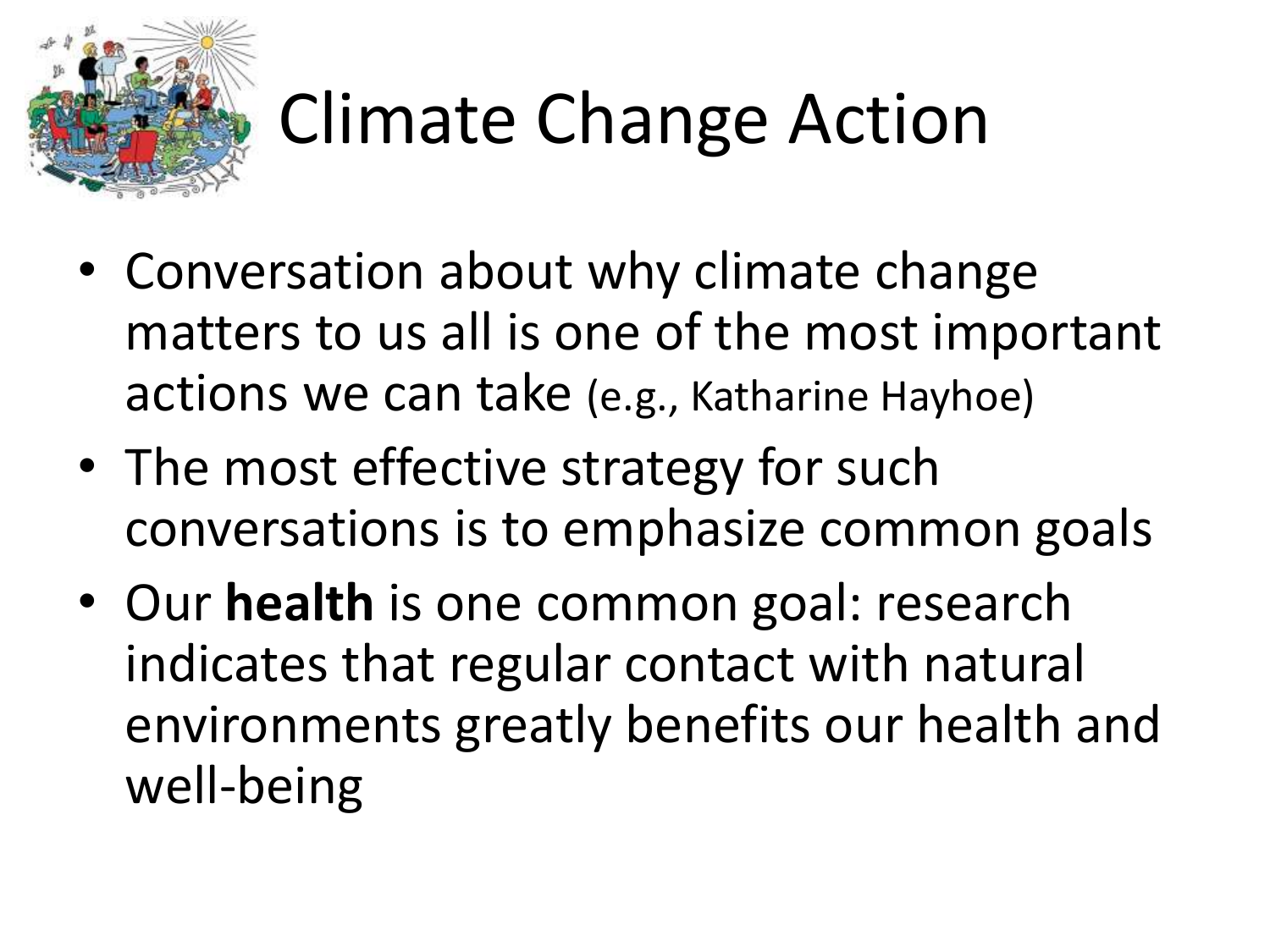# Climate Change Action

- Conversation about why climate change matters to us all is one of the most important actions we can take (e.g., Katharine Hayhoe)
- The most effective strategy for such conversations is to emphasize common goals
- Our **health** is one common goal: research indicates that regular contact with natural environments greatly benefits our health and well-being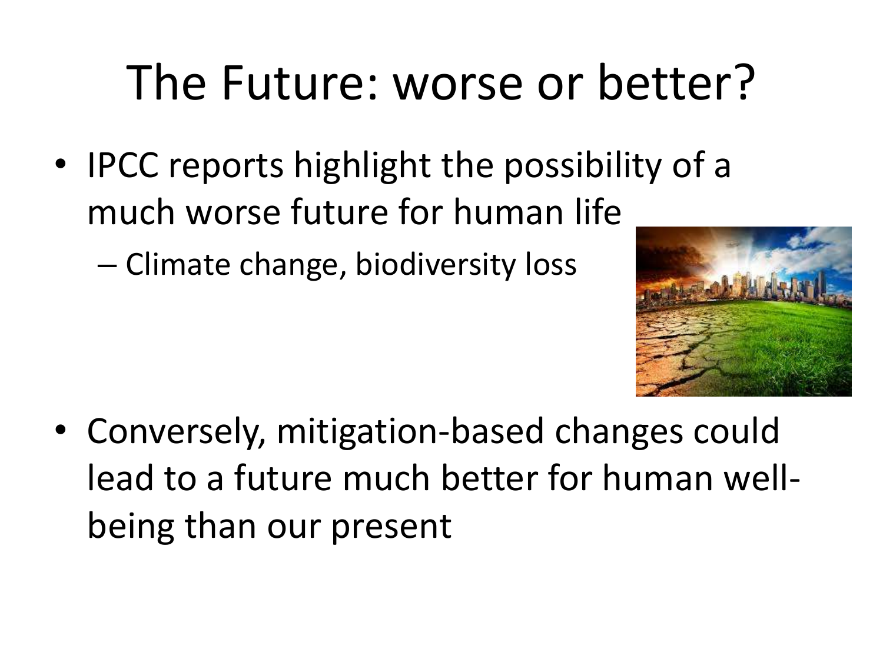# The Future: worse or better?

- IPCC reports highlight the possibility of a much worse future for human life
  - Climate change, biodiversity loss

- Conversely, mitigation-based changes could lead to a future much better for human well-being than our present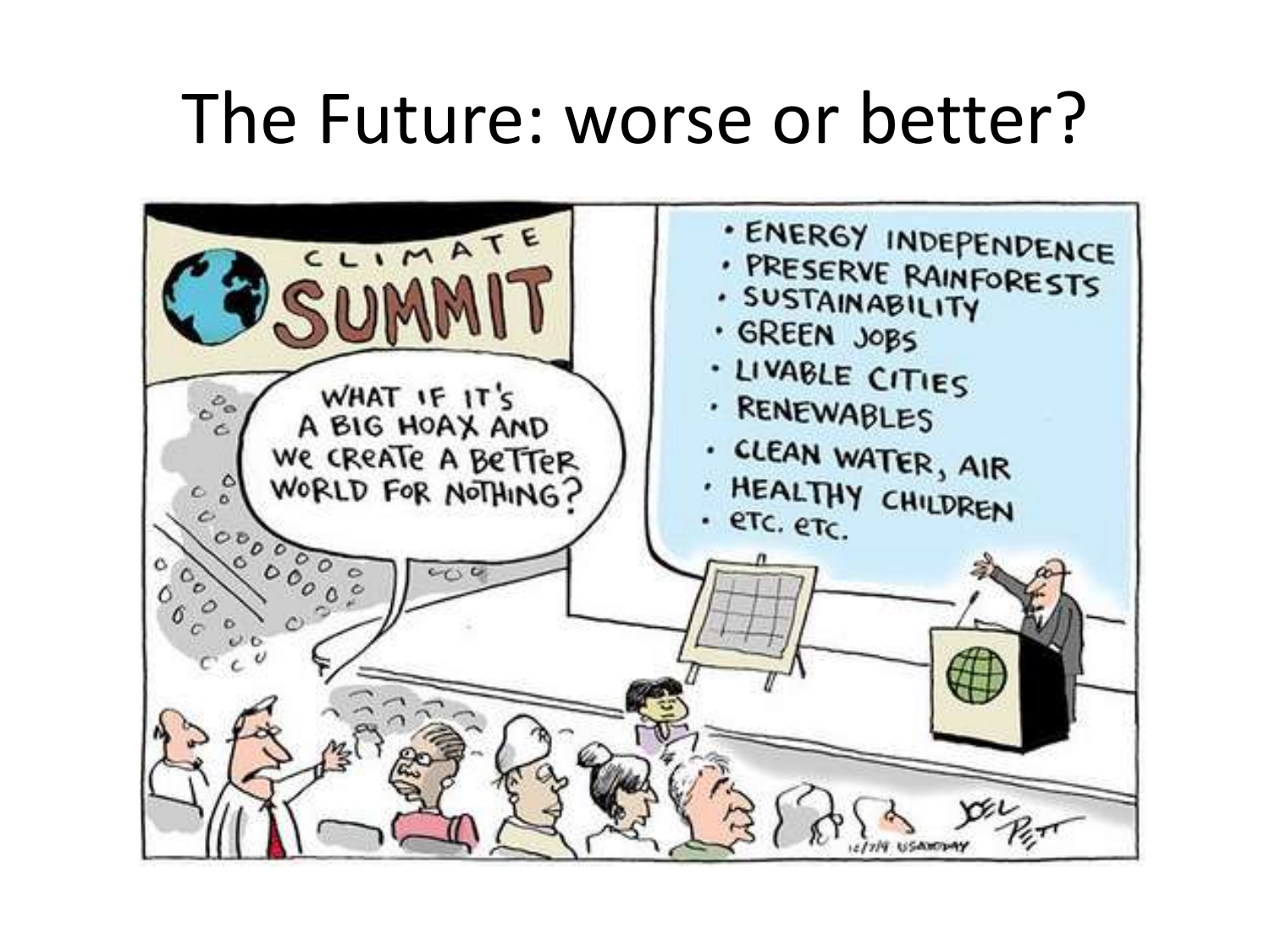# The Future: worse or better?

CLIMATE SUMMIT

WHAT IF IT'S A BIG HOAX AND WE CREATE A BETTER WORLD FOR NOTHING?

- ENERGY INDEPENDENCE
- PRESERVE RAINFORESTS
- SUSTAINABILITY
- GREEN JOBS
- LIVABLE CITIES
- RENEWABLES
- CLEAN WATER, AIR
- HEALTHY CHILDREN
- etc. etc.

JOEL PETT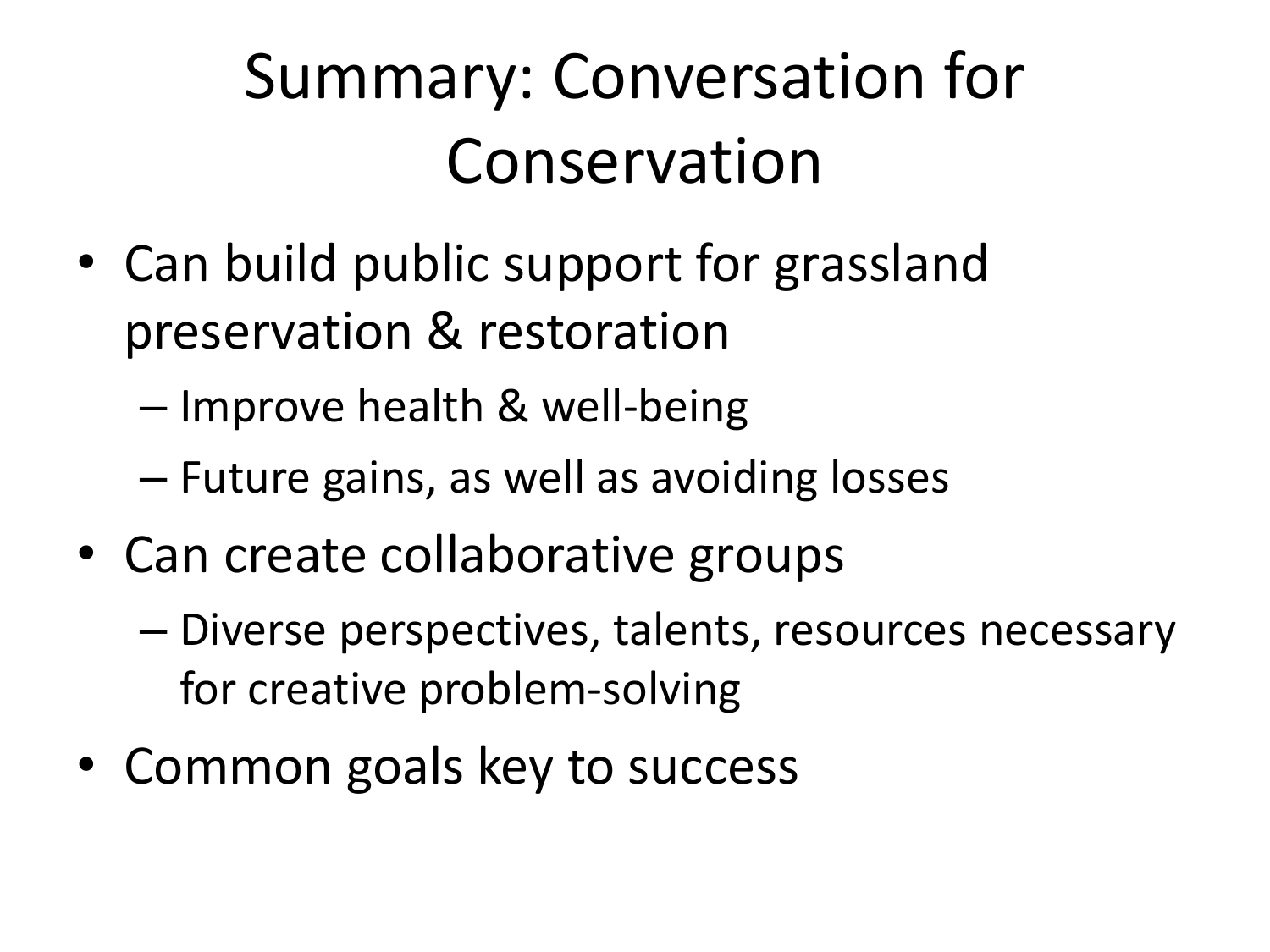# Summary: Conversation for Conservation

- Can build public support for grassland preservation & restoration
  - Improve health & well-being
  - Future gains, as well as avoiding losses
- Can create collaborative groups
  - Diverse perspectives, talents, resources necessary for creative problem-solving
- Common goals key to success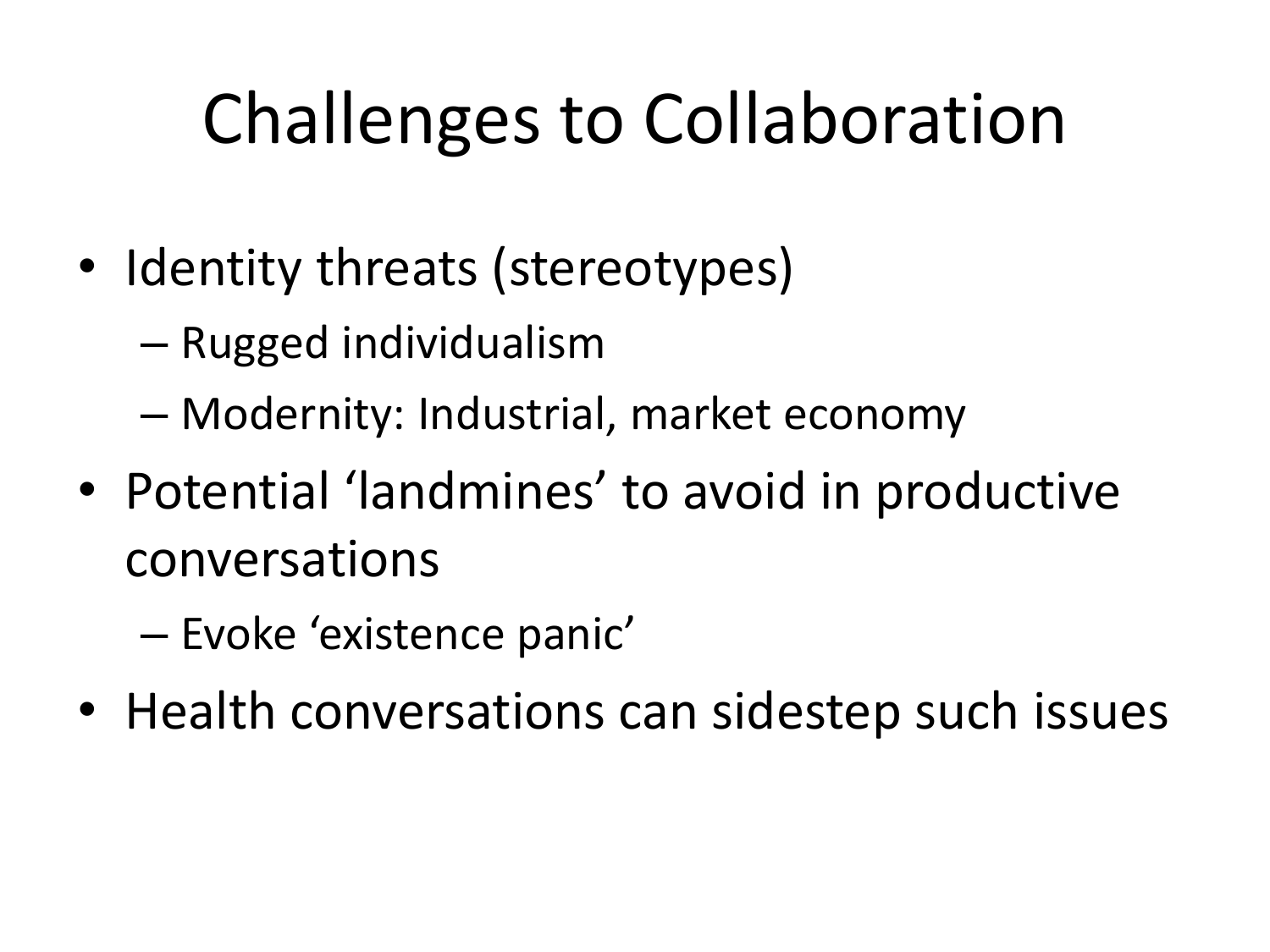# Challenges to Collaboration

- Identity threats (stereotypes)
  - Rugged individualism
  - Modernity: Industrial, market economy
- Potential 'landmines' to avoid in productive conversations
  - Evoke 'existence panic'
- Health conversations can sidestep such issues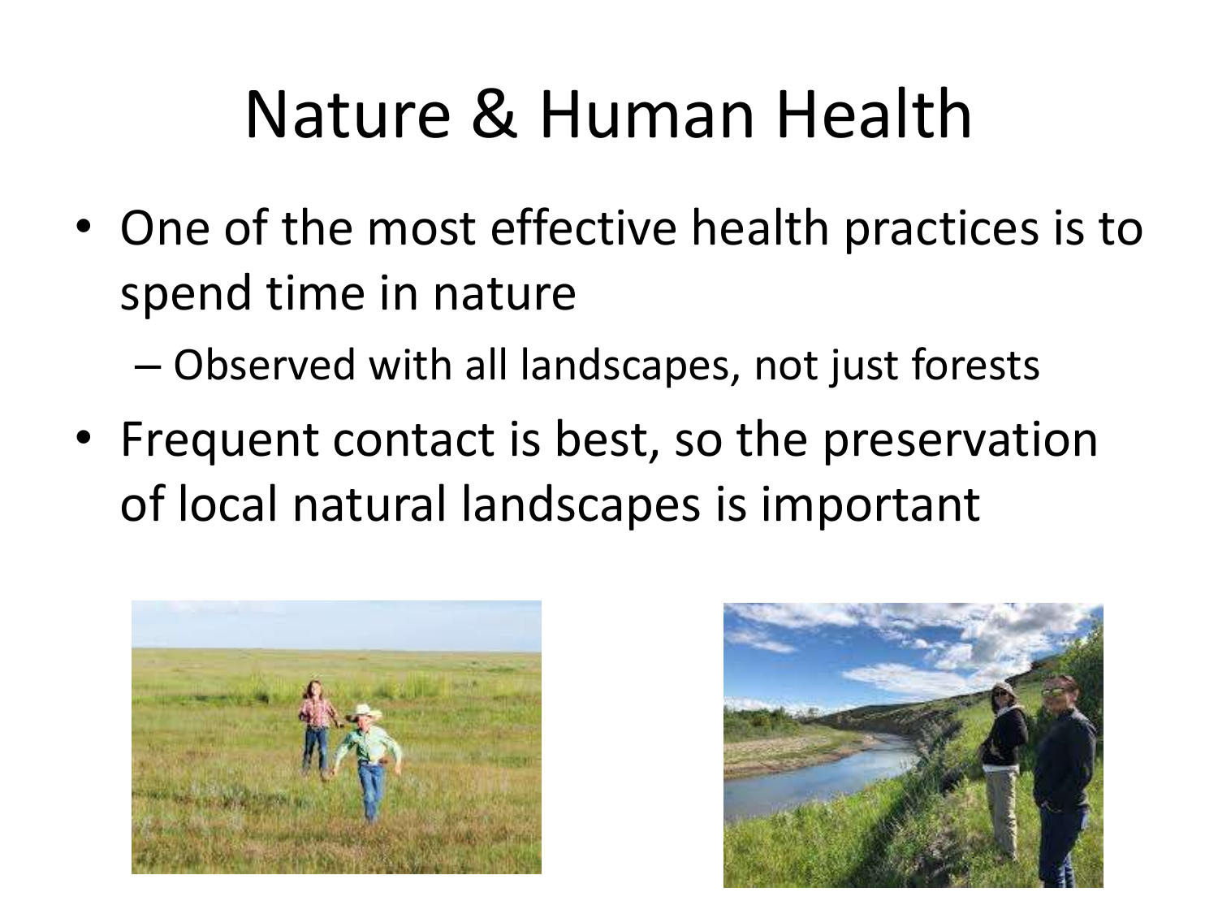# Nature & Human Health

- One of the most effective health practices is to spend time in nature
  - Observed with all landscapes, not just forests
- Frequent contact is best, so the preservation of local natural landscapes is important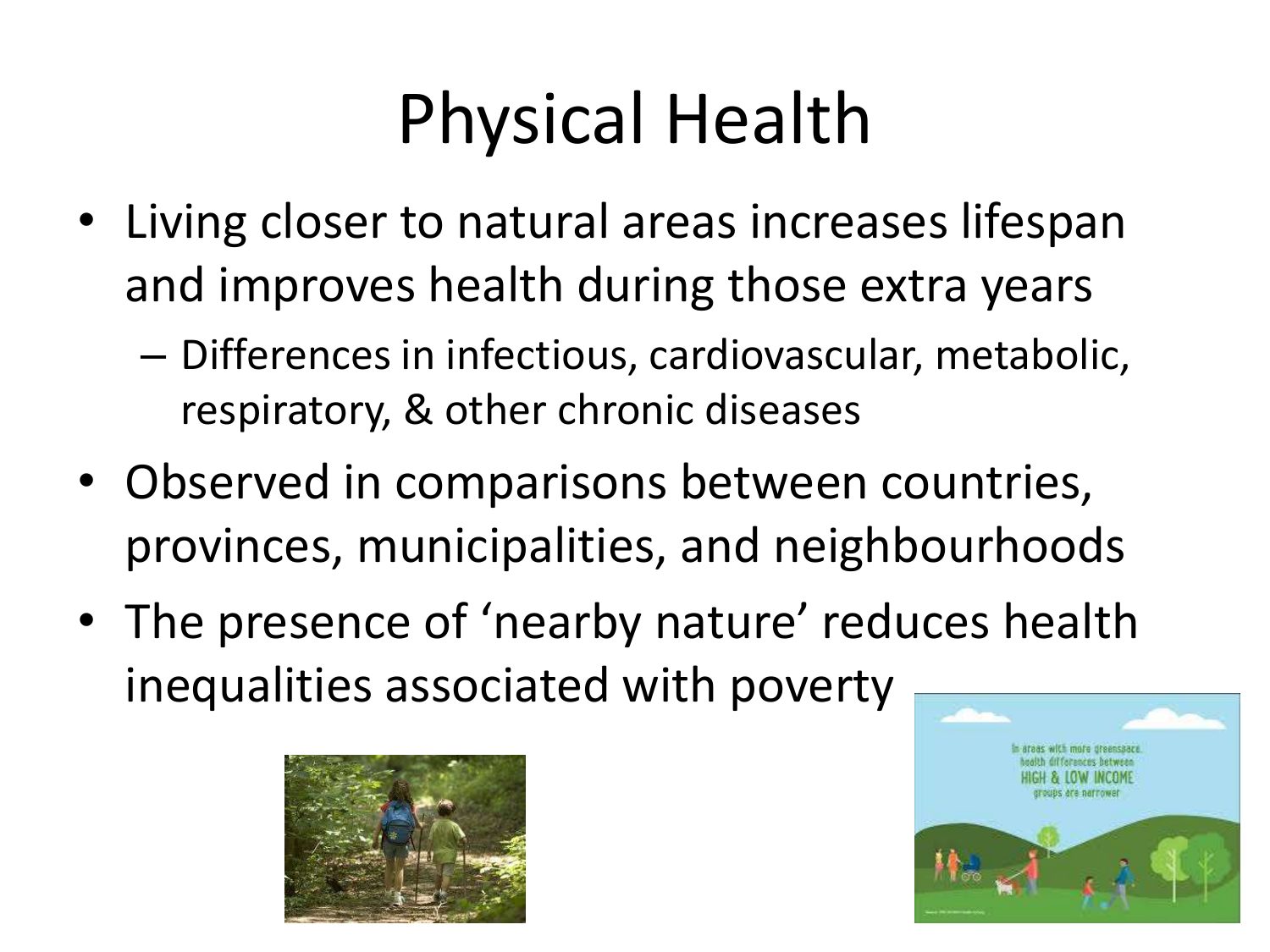# Physical Health

- Living closer to natural areas increases lifespan and improves health during those extra years
  - Differences in infectious, cardiovascular, metabolic, respiratory, & other chronic diseases
- Observed in comparisons between countries, provinces, municipalities, and neighbourhoods
- The presence of 'nearby nature' reduces health inequalities associated with poverty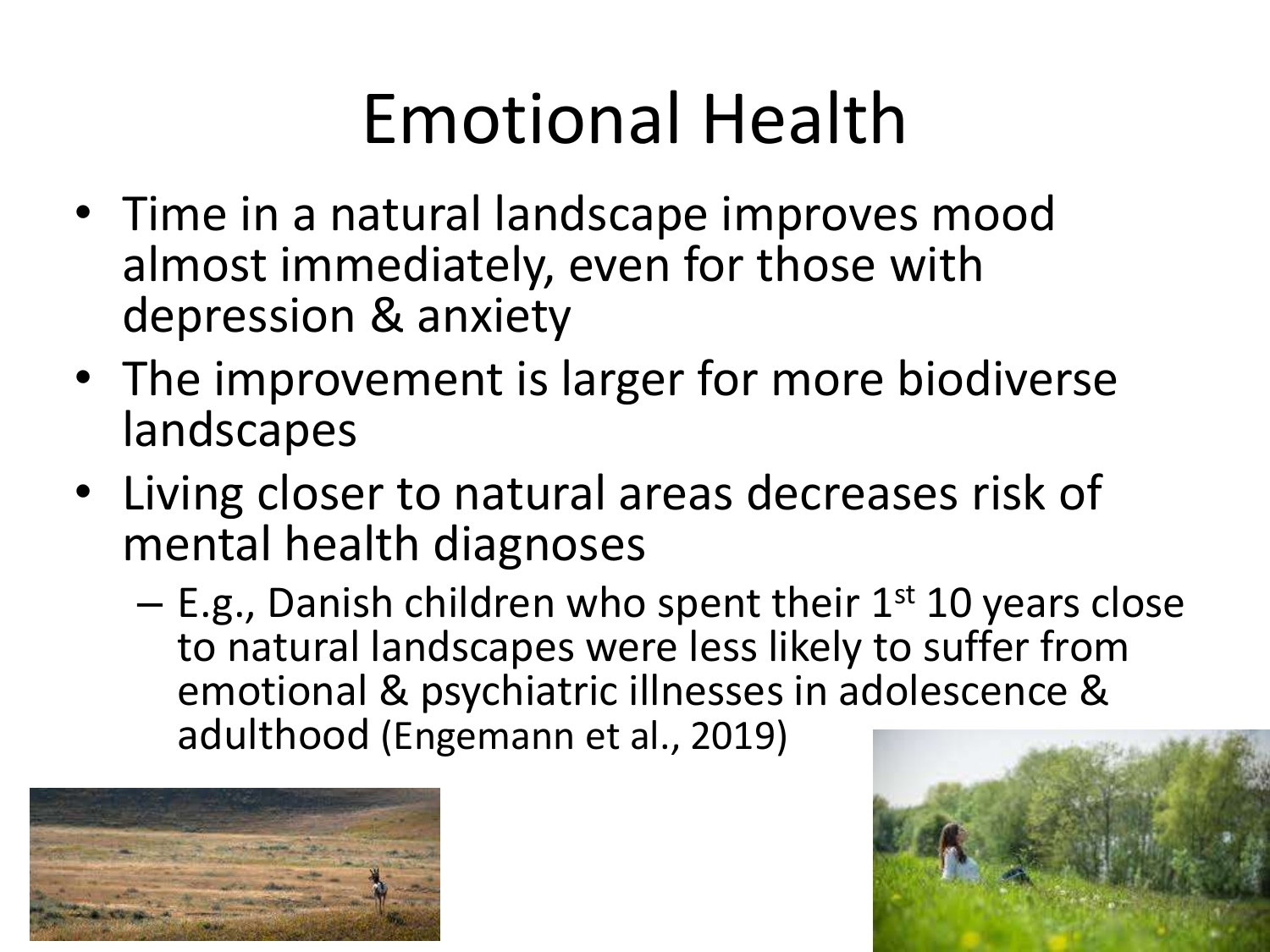# Emotional Health

- Time in a natural landscape improves mood almost immediately, even for those with depression & anxiety
- The improvement is larger for more biodiverse landscapes
- Living closer to natural areas decreases risk of mental health diagnoses
  - E.g., Danish children who spent their 1st 10 years close to natural landscapes were less likely to suffer from emotional & psychiatric illnesses in adolescence & adulthood (Engemann et al., 2019)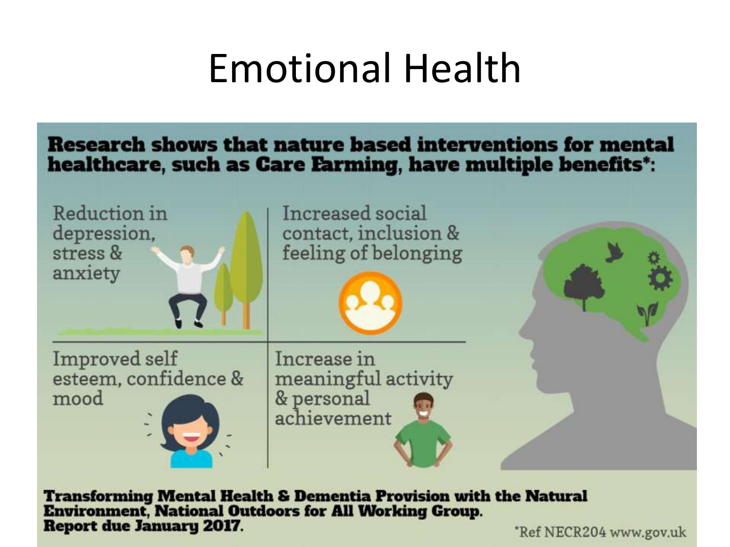# Emotional Health

**Research shows that nature based interventions for mental healthcare, such as Care Farming, have multiple benefits*:**

- Reduction in depression, stress & anxiety
- Increased social contact, inclusion & feeling of belonging
- Improved self esteem, confidence & mood
- Increase in meaningful activity & personal achievement

**Transforming Mental Health & Dementia Provision with the Natural Environment, National Outdoors for All Working Group. Report due January 2017.**

*Ref NECR204 www.gov.uk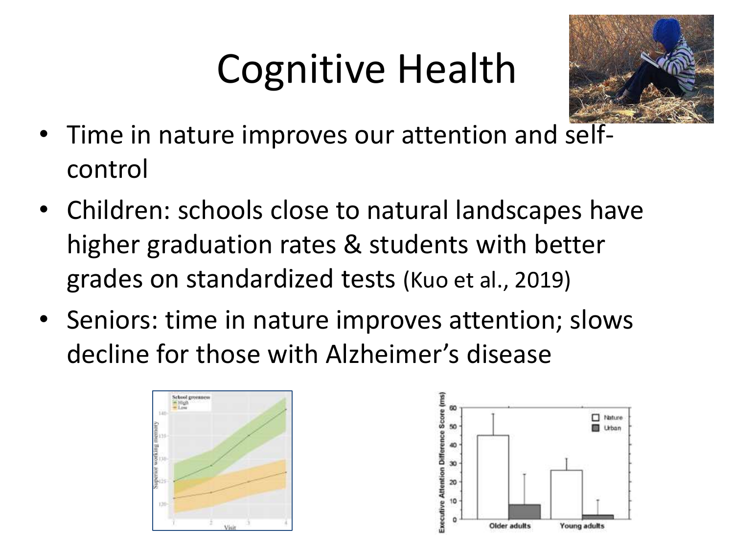# Cognitive Health

- Time in nature improves our attention and self-control
- Children: schools close to natural landscapes have higher graduation rates & students with better grades on standardized tests (Kuo et al., 2019)
- Seniors: time in nature improves attention; slows decline for those with Alzheimer's disease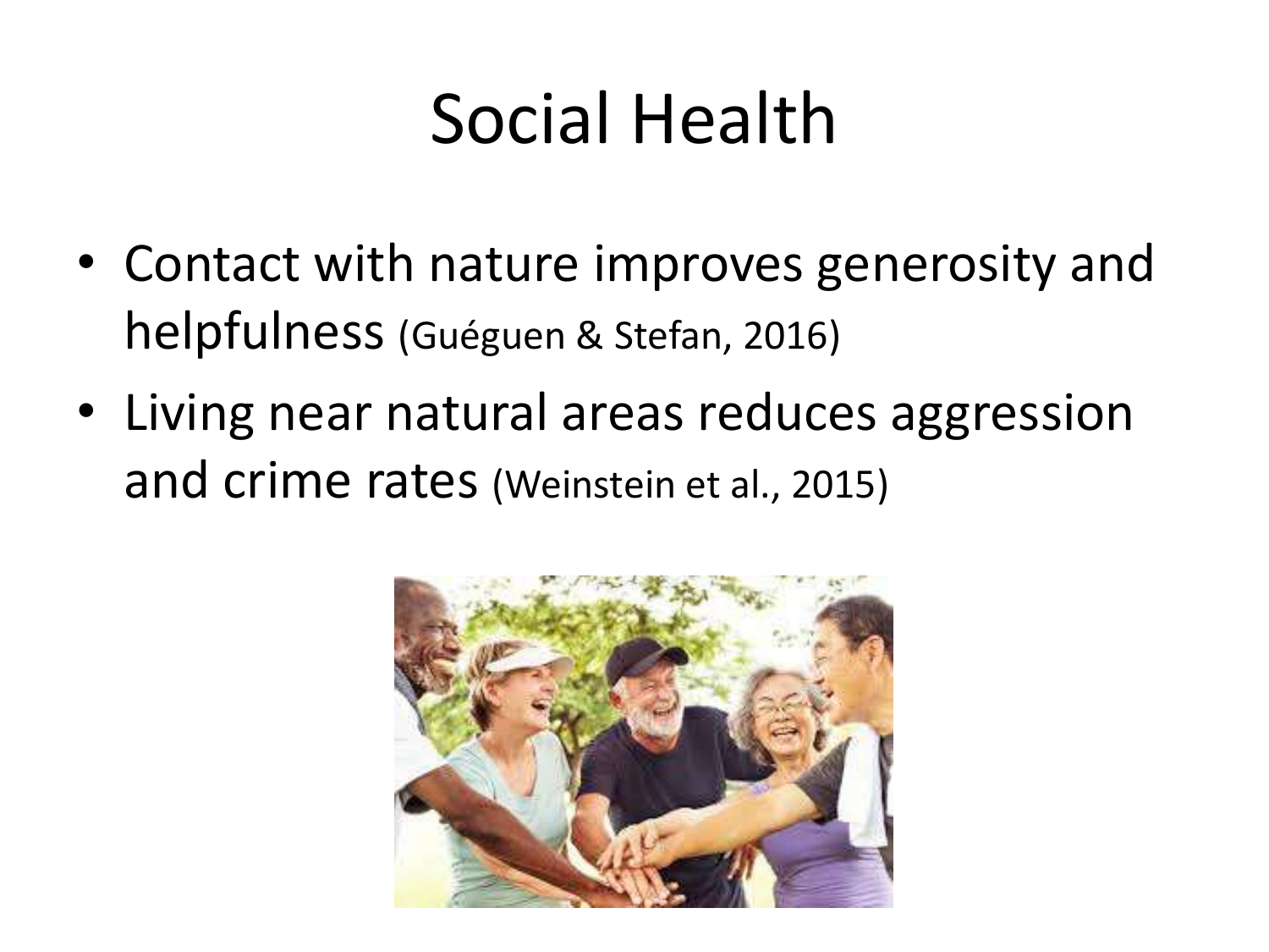# Social Health

- Contact with nature improves generosity and helpfulness (Guéguen & Stefan, 2016)
- Living near natural areas reduces aggression and crime rates (Weinstein et al., 2015)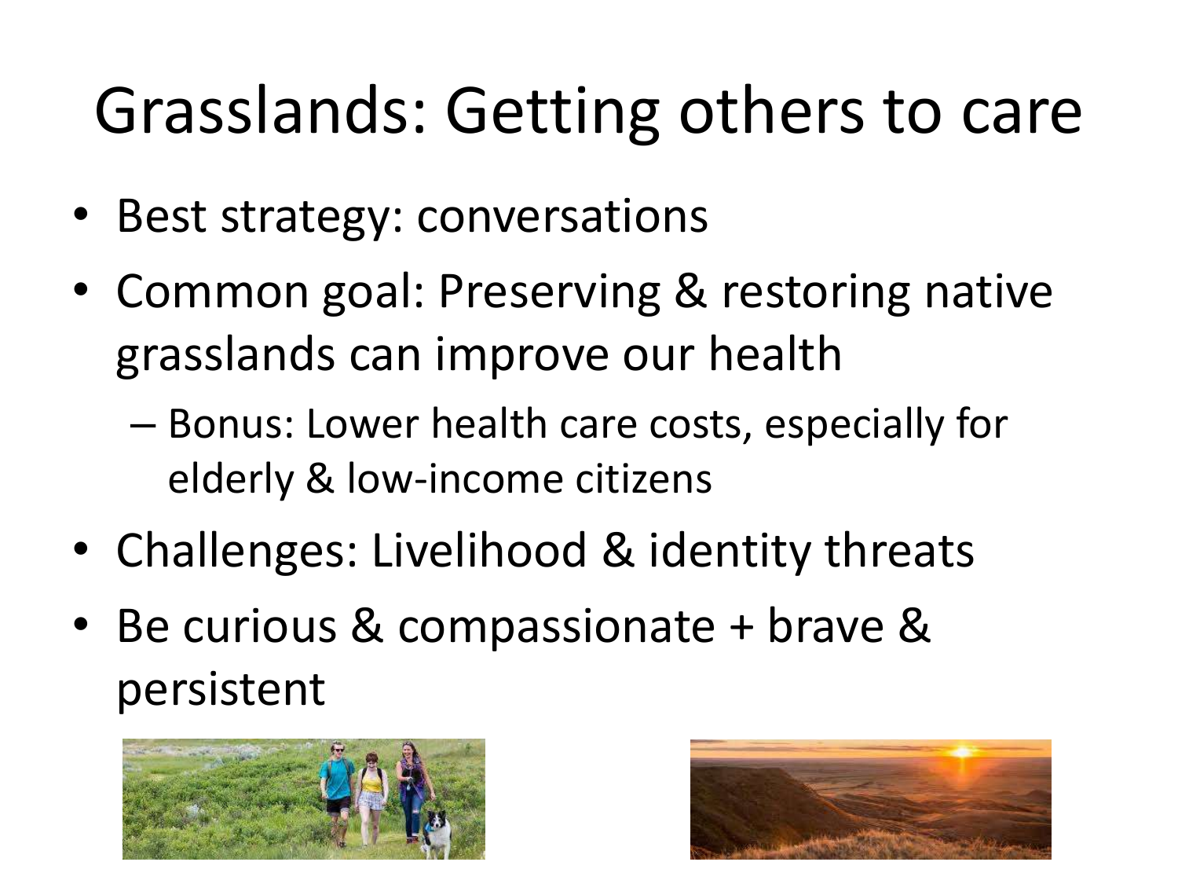# Grasslands: Getting others to care

- Best strategy: conversations
- Common goal: Preserving & restoring native grasslands can improve our health
  - Bonus: Lower health care costs, especially for elderly & low-income citizens
- Challenges: Livelihood & identity threats
- Be curious & compassionate + brave & persistent